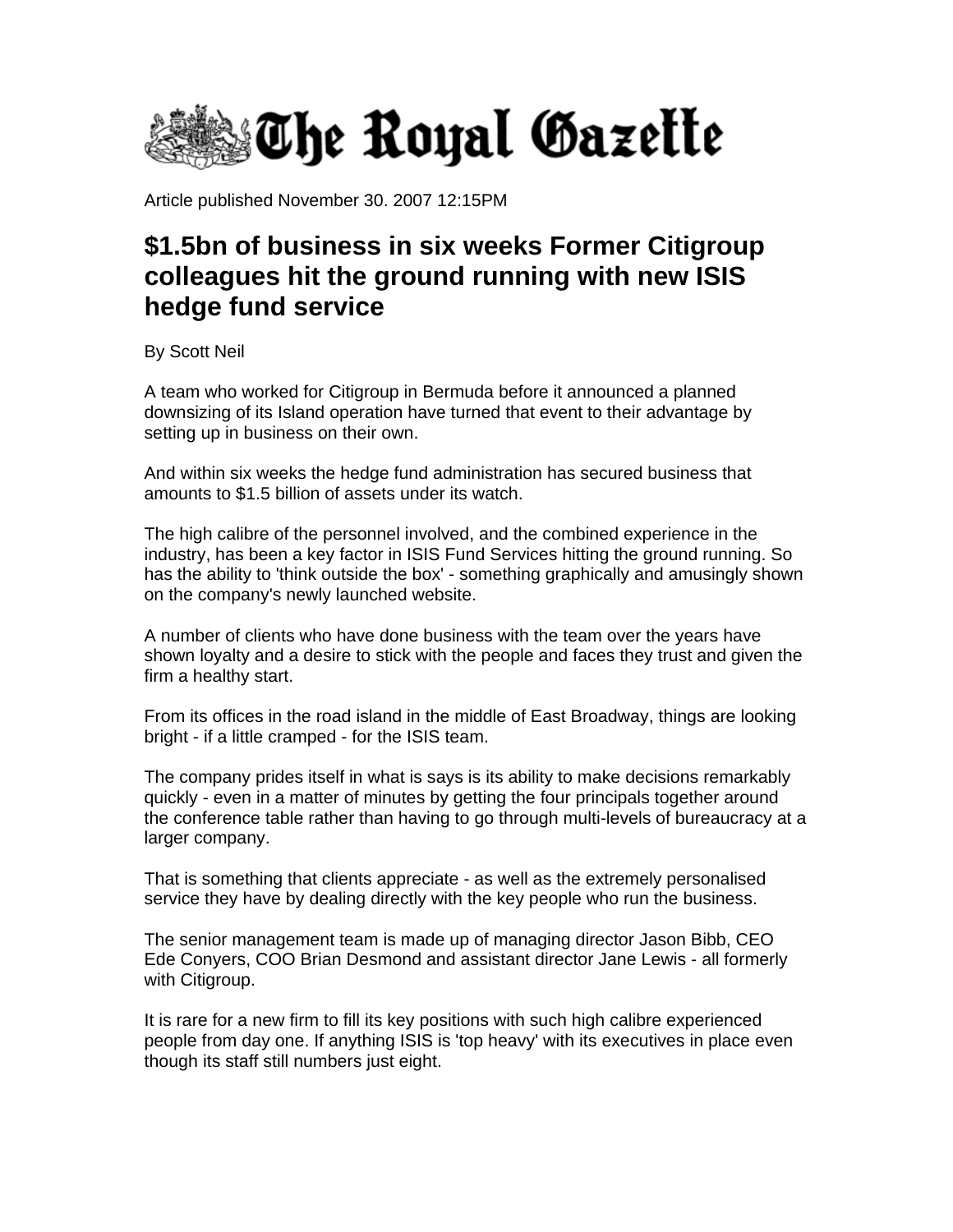# The Royal Gazette

Article published November 30. 2007 12:15PM

## $1.5bn of business in six weeks Former Citigroup colleagues hit the ground running with new ISIS hedge fund service

By Scott Neil

A team who worked for Citigroup in Bermuda before it announced a planned downsizing of its Island operation have turned that event to their advantage by setting up in business on their own.

And within six weeks the hedge fund administration has secured business that amounts to $1.5 billion of assets under its watch.

The high calibre of the personnel involved, and the combined experience in the industry, has been a key factor in ISIS Fund Services hitting the ground running. So has the ability to 'think outside the box' - something graphically and amusingly shown on the company's newly launched website.

A number of clients who have done business with the team over the years have shown loyalty and a desire to stick with the people and faces they trust and given the firm a healthy start.

From its offices in the road island in the middle of East Broadway, things are looking bright - if a little cramped - for the ISIS team.

The company prides itself in what is says is its ability to make decisions remarkably quickly - even in a matter of minutes by getting the four principals together around the conference table rather than having to go through multi-levels of bureaucracy at a larger company.

That is something that clients appreciate - as well as the extremely personalised service they have by dealing directly with the key people who run the business.

The senior management team is made up of managing director Jason Bibb, CEO Ede Conyers, COO Brian Desmond and assistant director Jane Lewis - all formerly with Citigroup.

It is rare for a new firm to fill its key positions with such high calibre experienced people from day one. If anything ISIS is 'top heavy' with its executives in place even though its staff still numbers just eight.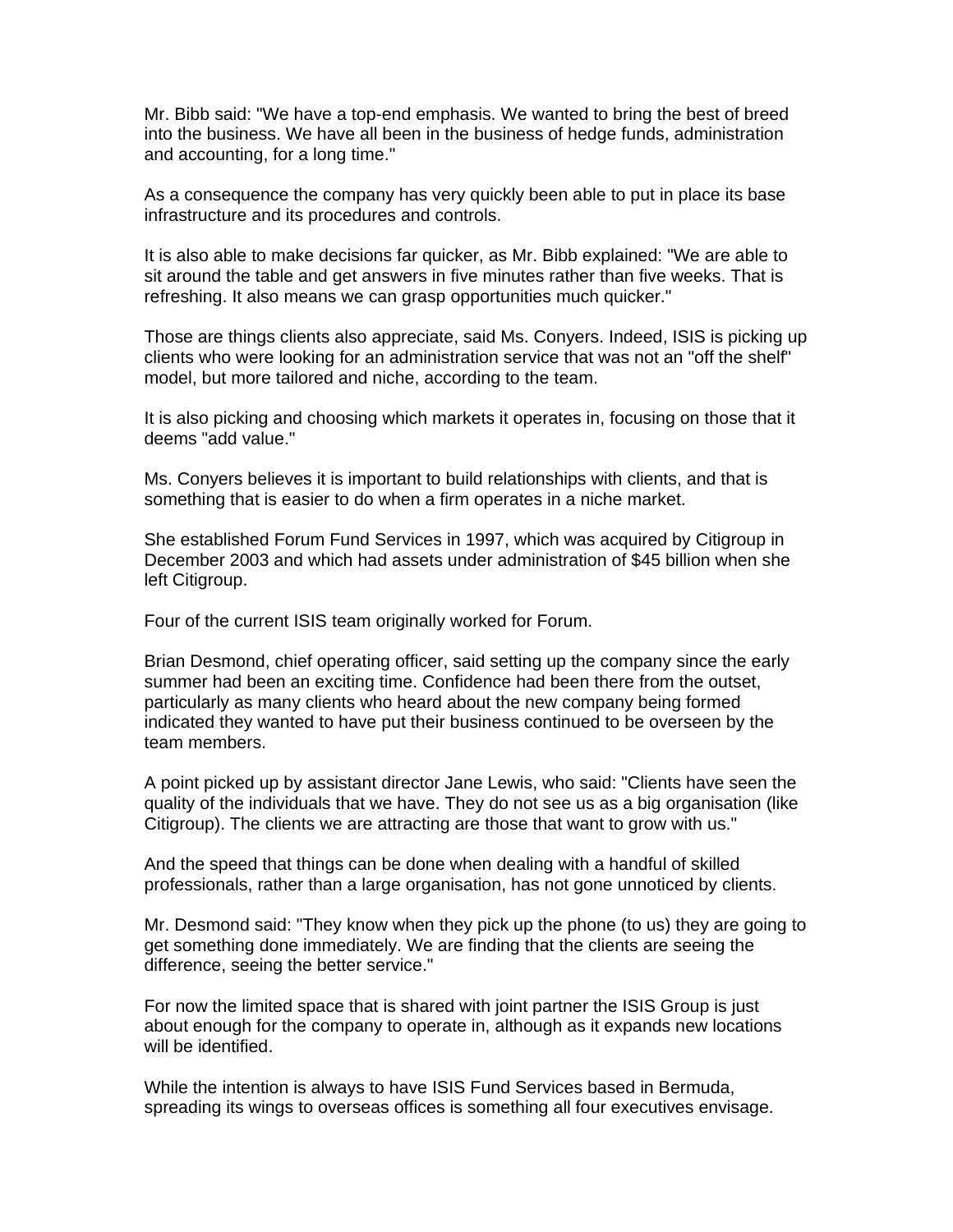Mr. Bibb said: "We have a top-end emphasis. We wanted to bring the best of breed into the business. We have all been in the business of hedge funds, administration and accounting, for a long time."

As a consequence the company has very quickly been able to put in place its base infrastructure and its procedures and controls.

It is also able to make decisions far quicker, as Mr. Bibb explained: "We are able to sit around the table and get answers in five minutes rather than five weeks. That is refreshing. It also means we can grasp opportunities much quicker."

Those are things clients also appreciate, said Ms. Conyers. Indeed, ISIS is picking up clients who were looking for an administration service that was not an "off the shelf" model, but more tailored and niche, according to the team.

It is also picking and choosing which markets it operates in, focusing on those that it deems "add value."

Ms. Conyers believes it is important to build relationships with clients, and that is something that is easier to do when a firm operates in a niche market.

She established Forum Fund Services in 1997, which was acquired by Citigroup in December 2003 and which had assets under administration of $45 billion when she left Citigroup.

Four of the current ISIS team originally worked for Forum.

Brian Desmond, chief operating officer, said setting up the company since the early summer had been an exciting time. Confidence had been there from the outset, particularly as many clients who heard about the new company being formed indicated they wanted to have put their business continued to be overseen by the team members.

A point picked up by assistant director Jane Lewis, who said: "Clients have seen the quality of the individuals that we have. They do not see us as a big organisation (like Citigroup). The clients we are attracting are those that want to grow with us."

And the speed that things can be done when dealing with a handful of skilled professionals, rather than a large organisation, has not gone unnoticed by clients.

Mr. Desmond said: "They know when they pick up the phone (to us) they are going to get something done immediately. We are finding that the clients are seeing the difference, seeing the better service."

For now the limited space that is shared with joint partner the ISIS Group is just about enough for the company to operate in, although as it expands new locations will be identified.

While the intention is always to have ISIS Fund Services based in Bermuda, spreading its wings to overseas offices is something all four executives envisage.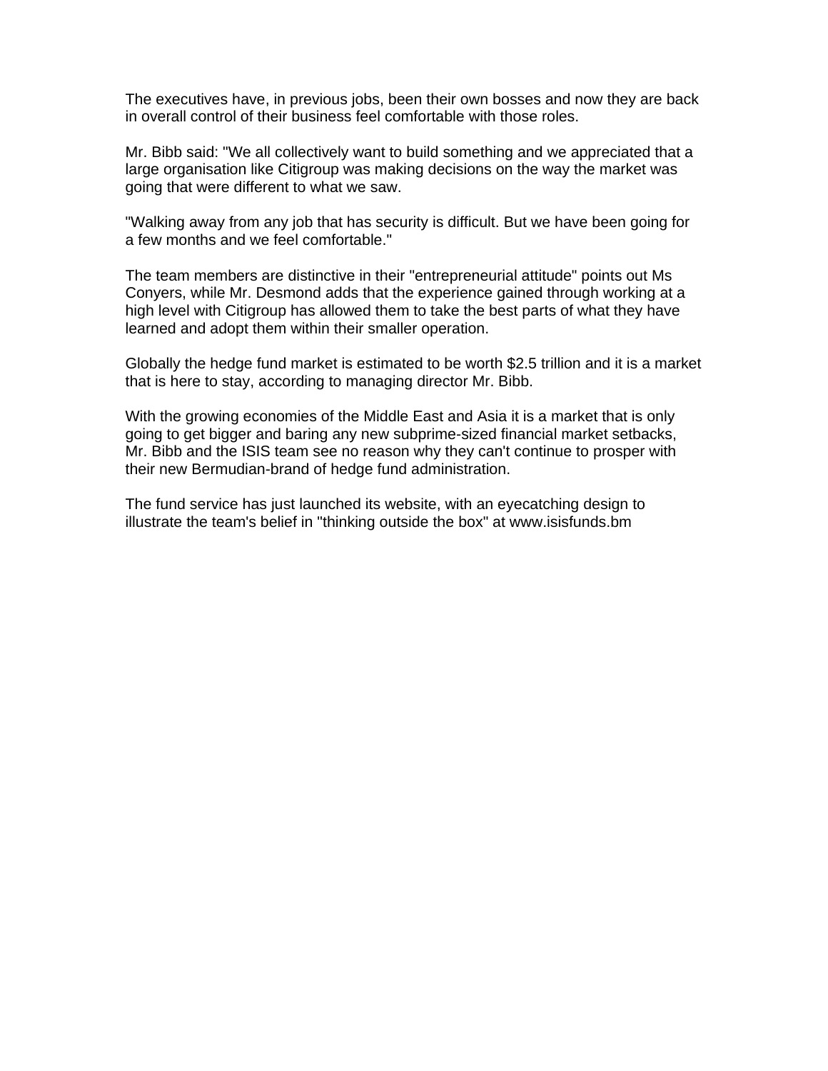The executives have, in previous jobs, been their own bosses and now they are back in overall control of their business feel comfortable with those roles.

Mr. Bibb said: "We all collectively want to build something and we appreciated that a large organisation like Citigroup was making decisions on the way the market was going that were different to what we saw.

"Walking away from any job that has security is difficult. But we have been going for a few months and we feel comfortable."

The team members are distinctive in their "entrepreneurial attitude" points out Ms Conyers, while Mr. Desmond adds that the experience gained through working at a high level with Citigroup has allowed them to take the best parts of what they have learned and adopt them within their smaller operation.

Globally the hedge fund market is estimated to be worth $2.5 trillion and it is a market that is here to stay, according to managing director Mr. Bibb.

With the growing economies of the Middle East and Asia it is a market that is only going to get bigger and baring any new subprime-sized financial market setbacks, Mr. Bibb and the ISIS team see no reason why they can't continue to prosper with their new Bermudian-brand of hedge fund administration.

The fund service has just launched its website, with an eyecatching design to illustrate the team's belief in "thinking outside the box" at www.isisfunds.bm